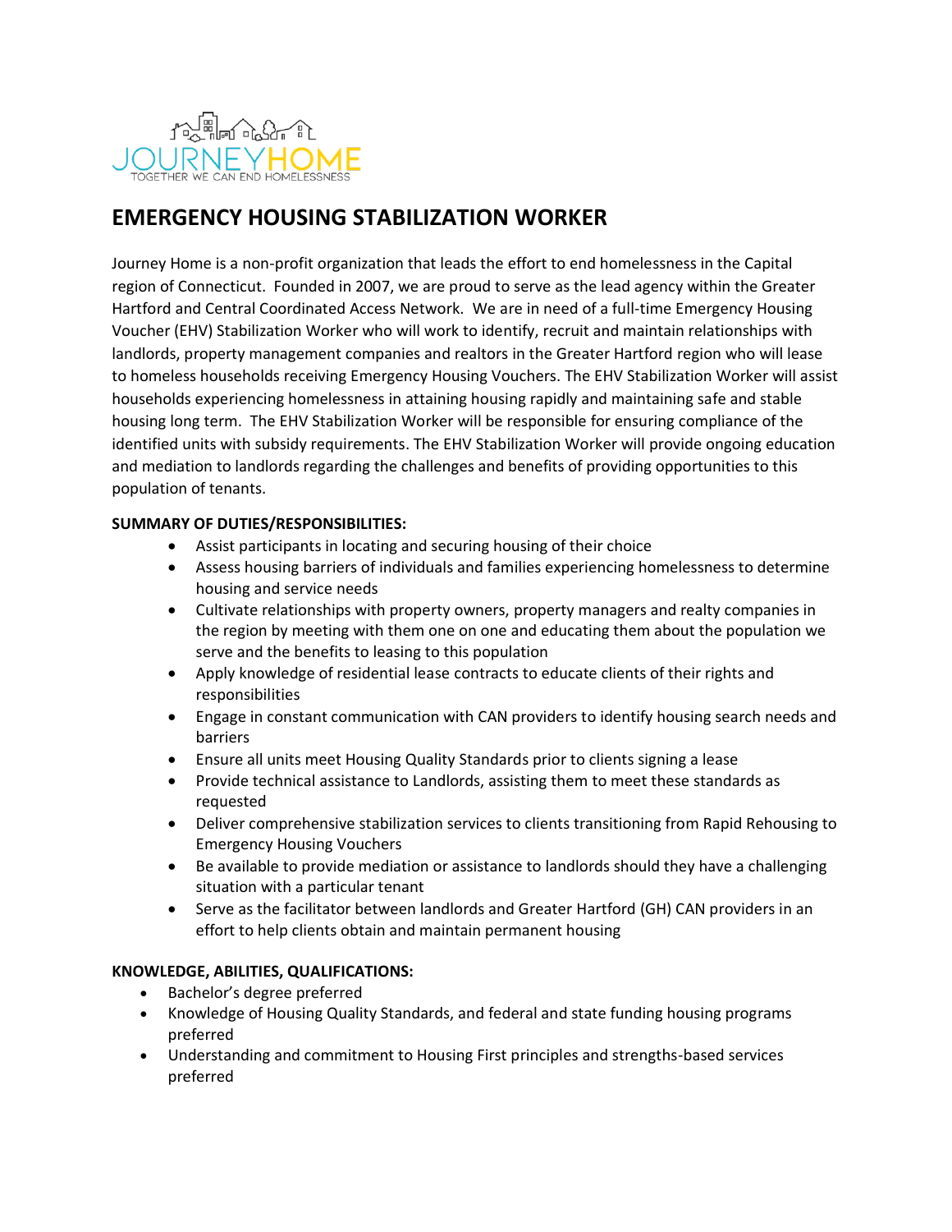JOURNEYHOME
TOGETHER WE CAN END HOMELESSNESS

# EMERGENCY HOUSING STABILIZATION WORKER

Journey Home is a non-profit organization that leads the effort to end homelessness in the Capital region of Connecticut. Founded in 2007, we are proud to serve as the lead agency within the Greater Hartford and Central Coordinated Access Network. We are in need of a full-time Emergency Housing Voucher (EHV) Stabilization Worker who will work to identify, recruit and maintain relationships with landlords, property management companies and realtors in the Greater Hartford region who will lease to homeless households receiving Emergency Housing Vouchers. The EHV Stabilization Worker will assist households experiencing homelessness in attaining housing rapidly and maintaining safe and stable housing long term. The EHV Stabilization Worker will be responsible for ensuring compliance of the identified units with subsidy requirements. The EHV Stabilization Worker will provide ongoing education and mediation to landlords regarding the challenges and benefits of providing opportunities to this population of tenants.

**SUMMARY OF DUTIES/RESPONSIBILITIES:**

- Assist participants in locating and securing housing of their choice
- Assess housing barriers of individuals and families experiencing homelessness to determine housing and service needs
- Cultivate relationships with property owners, property managers and realty companies in the region by meeting with them one on one and educating them about the population we serve and the benefits to leasing to this population
- Apply knowledge of residential lease contracts to educate clients of their rights and responsibilities
- Engage in constant communication with CAN providers to identify housing search needs and barriers
- Ensure all units meet Housing Quality Standards prior to clients signing a lease
- Provide technical assistance to Landlords, assisting them to meet these standards as requested
- Deliver comprehensive stabilization services to clients transitioning from Rapid Rehousing to Emergency Housing Vouchers
- Be available to provide mediation or assistance to landlords should they have a challenging situation with a particular tenant
- Serve as the facilitator between landlords and Greater Hartford (GH) CAN providers in an effort to help clients obtain and maintain permanent housing

**KNOWLEDGE, ABILITIES, QUALIFICATIONS:**

- Bachelor's degree preferred
- Knowledge of Housing Quality Standards, and federal and state funding housing programs preferred
- Understanding and commitment to Housing First principles and strengths-based services preferred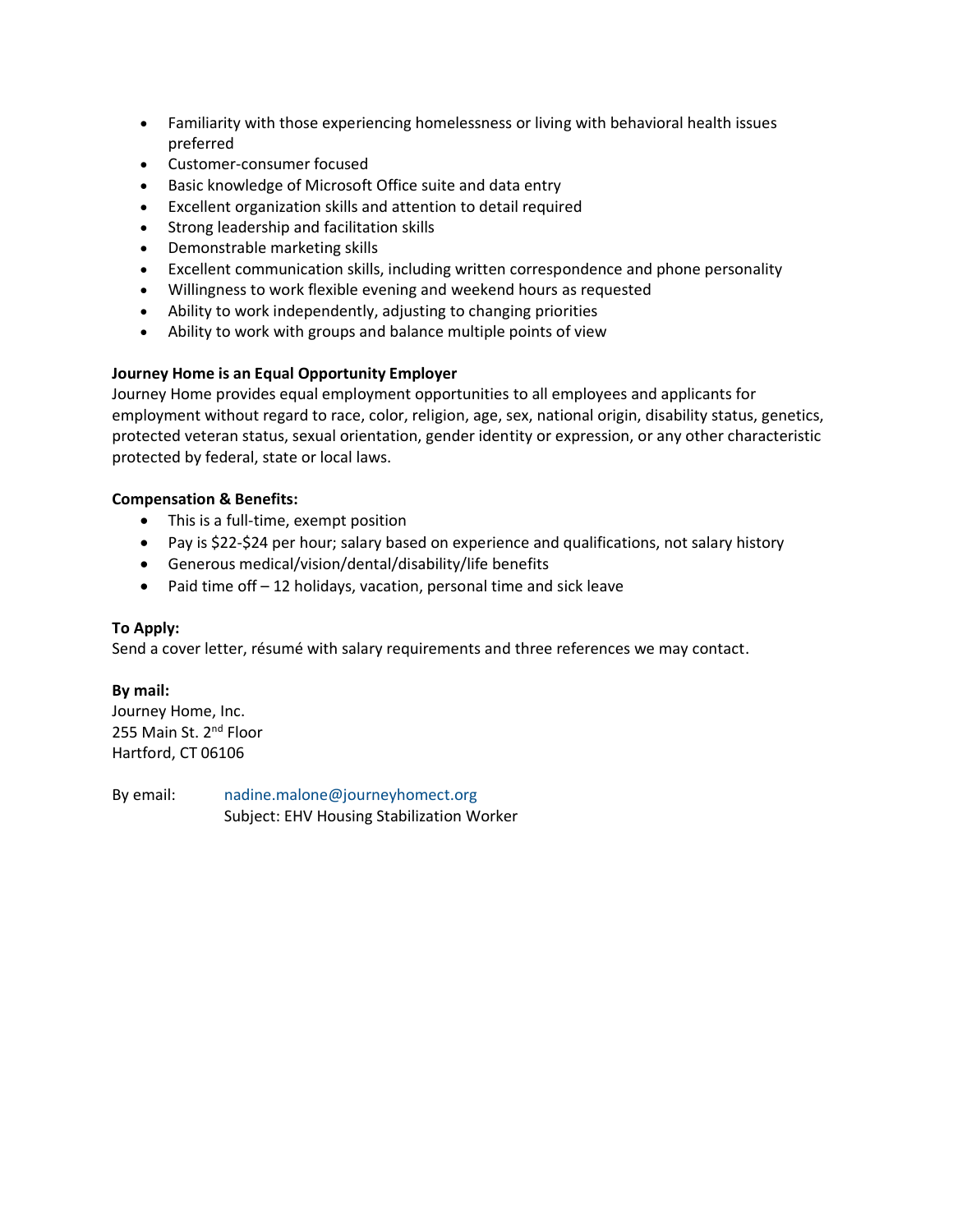- Familiarity with those experiencing homelessness or living with behavioral health issues preferred
- Customer-consumer focused
- Basic knowledge of Microsoft Office suite and data entry
- Excellent organization skills and attention to detail required
- Strong leadership and facilitation skills
- Demonstrable marketing skills
- Excellent communication skills, including written correspondence and phone personality
- Willingness to work flexible evening and weekend hours as requested
- Ability to work independently, adjusting to changing priorities
- Ability to work with groups and balance multiple points of view

**Journey Home is an Equal Opportunity Employer**

Journey Home provides equal employment opportunities to all employees and applicants for employment without regard to race, color, religion, age, sex, national origin, disability status, genetics, protected veteran status, sexual orientation, gender identity or expression, or any other characteristic protected by federal, state or local laws.

**Compensation & Benefits:**

- This is a full-time, exempt position
- Pay is $22-$24 per hour; salary based on experience and qualifications, not salary history
- Generous medical/vision/dental/disability/life benefits
- Paid time off – 12 holidays, vacation, personal time and sick leave

**To Apply:**

Send a cover letter, résumé with salary requirements and three references we may contact.

**By mail:**

Journey Home, Inc.
255 Main St. 2nd Floor
Hartford, CT 06106

By email: nadine.malone@journeyhomect.org
Subject: EHV Housing Stabilization Worker